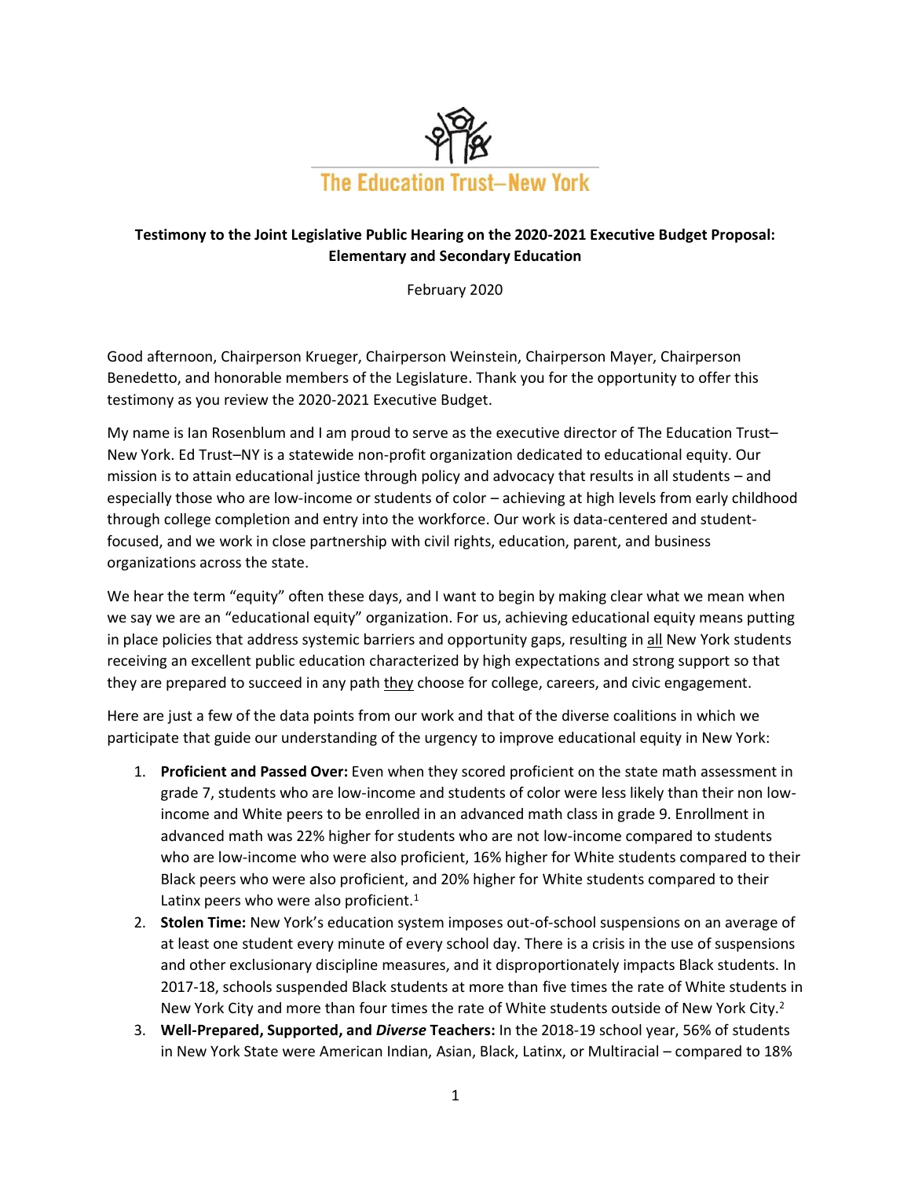The Education Trust–New York

**Testimony to the Joint Legislative Public Hearing on the 2020-2021 Executive Budget Proposal: Elementary and Secondary Education**

February 2020

Good afternoon, Chairperson Krueger, Chairperson Weinstein, Chairperson Mayer, Chairperson Benedetto, and honorable members of the Legislature. Thank you for the opportunity to offer this testimony as you review the 2020-2021 Executive Budget.

My name is Ian Rosenblum and I am proud to serve as the executive director of The Education Trust–New York. Ed Trust–NY is a statewide non-profit organization dedicated to educational equity. Our mission is to attain educational justice through policy and advocacy that results in all students – and especially those who are low-income or students of color – achieving at high levels from early childhood through college completion and entry into the workforce. Our work is data-centered and student-focused, and we work in close partnership with civil rights, education, parent, and business organizations across the state.

We hear the term "equity" often these days, and I want to begin by making clear what we mean when we say we are an "educational equity" organization. For us, achieving educational equity means putting in place policies that address systemic barriers and opportunity gaps, resulting in all New York students receiving an excellent public education characterized by high expectations and strong support so that they are prepared to succeed in any path they choose for college, careers, and civic engagement.

Here are just a few of the data points from our work and that of the diverse coalitions in which we participate that guide our understanding of the urgency to improve educational equity in New York:

1. **Proficient and Passed Over:** Even when they scored proficient on the state math assessment in grade 7, students who are low-income and students of color were less likely than their non low-income and White peers to be enrolled in an advanced math class in grade 9. Enrollment in advanced math was 22% higher for students who are not low-income compared to students who are low-income who were also proficient, 16% higher for White students compared to their Black peers who were also proficient, and 20% higher for White students compared to their Latinx peers who were also proficient.[1]
2. **Stolen Time:** New York's education system imposes out-of-school suspensions on an average of at least one student every minute of every school day. There is a crisis in the use of suspensions and other exclusionary discipline measures, and it disproportionately impacts Black students. In 2017-18, schools suspended Black students at more than five times the rate of White students in New York City and more than four times the rate of White students outside of New York City.[2]
3. **Well-Prepared, Supported, and *Diverse* Teachers:** In the 2018-19 school year, 56% of students in New York State were American Indian, Asian, Black, Latinx, or Multiracial – compared to 18%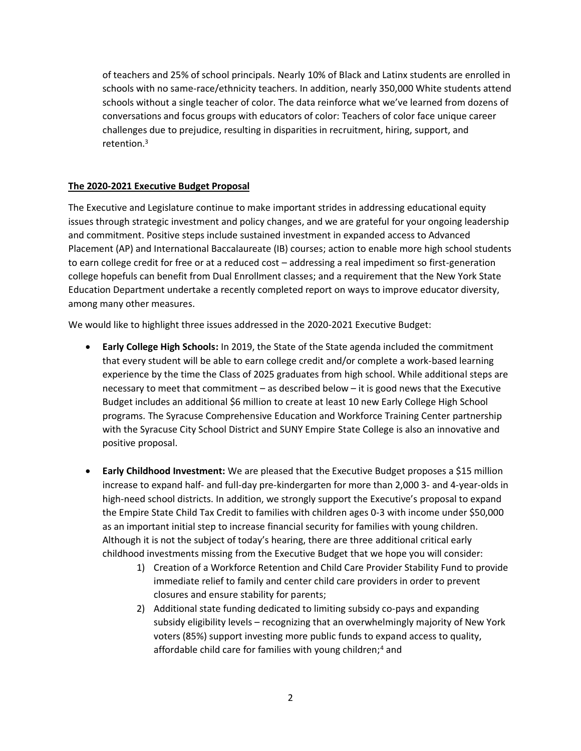of teachers and 25% of school principals. Nearly 10% of Black and Latinx students are enrolled in schools with no same-race/ethnicity teachers. In addition, nearly 350,000 White students attend schools without a single teacher of color. The data reinforce what we've learned from dozens of conversations and focus groups with educators of color: Teachers of color face unique career challenges due to prejudice, resulting in disparities in recruitment, hiring, support, and retention.[3]

## The 2020-2021 Executive Budget Proposal

The Executive and Legislature continue to make important strides in addressing educational equity issues through strategic investment and policy changes, and we are grateful for your ongoing leadership and commitment. Positive steps include sustained investment in expanded access to Advanced Placement (AP) and International Baccalaureate (IB) courses; action to enable more high school students to earn college credit for free or at a reduced cost – addressing a real impediment so first-generation college hopefuls can benefit from Dual Enrollment classes; and a requirement that the New York State Education Department undertake a recently completed report on ways to improve educator diversity, among many other measures.

We would like to highlight three issues addressed in the 2020-2021 Executive Budget:

- **Early College High Schools:** In 2019, the State of the State agenda included the commitment that every student will be able to earn college credit and/or complete a work-based learning experience by the time the Class of 2025 graduates from high school. While additional steps are necessary to meet that commitment – as described below – it is good news that the Executive Budget includes an additional $6 million to create at least 10 new Early College High School programs. The Syracuse Comprehensive Education and Workforce Training Center partnership with the Syracuse City School District and SUNY Empire State College is also an innovative and positive proposal.

- **Early Childhood Investment:** We are pleased that the Executive Budget proposes a $15 million increase to expand half- and full-day pre-kindergarten for more than 2,000 3- and 4-year-olds in high-need school districts. In addition, we strongly support the Executive's proposal to expand the Empire State Child Tax Credit to families with children ages 0-3 with income under $50,000 as an important initial step to increase financial security for families with young children. Although it is not the subject of today's hearing, there are three additional critical early childhood investments missing from the Executive Budget that we hope you will consider:
    1) Creation of a Workforce Retention and Child Care Provider Stability Fund to provide immediate relief to family and center child care providers in order to prevent closures and ensure stability for parents;
    2) Additional state funding dedicated to limiting subsidy co-pays and expanding subsidy eligibility levels – recognizing that an overwhelmingly majority of New York voters (85%) support investing more public funds to expand access to quality, affordable child care for families with young children;[4] and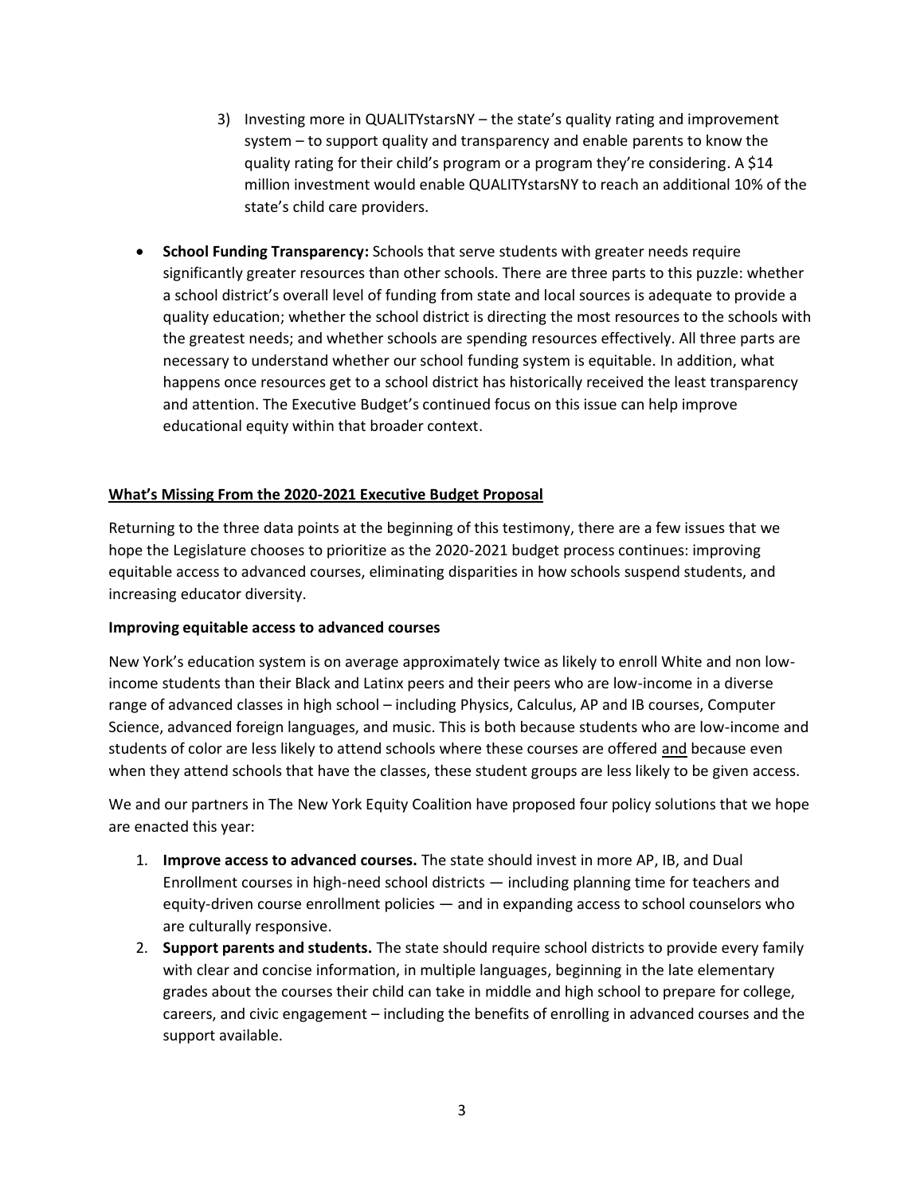3) Investing more in QUALITYstarsNY – the state's quality rating and improvement system – to support quality and transparency and enable parents to know the quality rating for their child's program or a program they're considering. A $14 million investment would enable QUALITYstarsNY to reach an additional 10% of the state's child care providers.

- **School Funding Transparency:** Schools that serve students with greater needs require significantly greater resources than other schools. There are three parts to this puzzle: whether a school district's overall level of funding from state and local sources is adequate to provide a quality education; whether the school district is directing the most resources to the schools with the greatest needs; and whether schools are spending resources effectively. All three parts are necessary to understand whether our school funding system is equitable. In addition, what happens once resources get to a school district has historically received the least transparency and attention. The Executive Budget's continued focus on this issue can help improve educational equity within that broader context.

## What's Missing From the 2020-2021 Executive Budget Proposal

Returning to the three data points at the beginning of this testimony, there are a few issues that we hope the Legislature chooses to prioritize as the 2020-2021 budget process continues: improving equitable access to advanced courses, eliminating disparities in how schools suspend students, and increasing educator diversity.

### Improving equitable access to advanced courses

New York's education system is on average approximately twice as likely to enroll White and non low-income students than their Black and Latinx peers and their peers who are low-income in a diverse range of advanced classes in high school – including Physics, Calculus, AP and IB courses, Computer Science, advanced foreign languages, and music. This is both because students who are low-income and students of color are less likely to attend schools where these courses are offered and because even when they attend schools that have the classes, these student groups are less likely to be given access.

We and our partners in The New York Equity Coalition have proposed four policy solutions that we hope are enacted this year:

1. **Improve access to advanced courses.** The state should invest in more AP, IB, and Dual Enrollment courses in high-need school districts — including planning time for teachers and equity-driven course enrollment policies — and in expanding access to school counselors who are culturally responsive.
2. **Support parents and students.** The state should require school districts to provide every family with clear and concise information, in multiple languages, beginning in the late elementary grades about the courses their child can take in middle and high school to prepare for college, careers, and civic engagement – including the benefits of enrolling in advanced courses and the support available.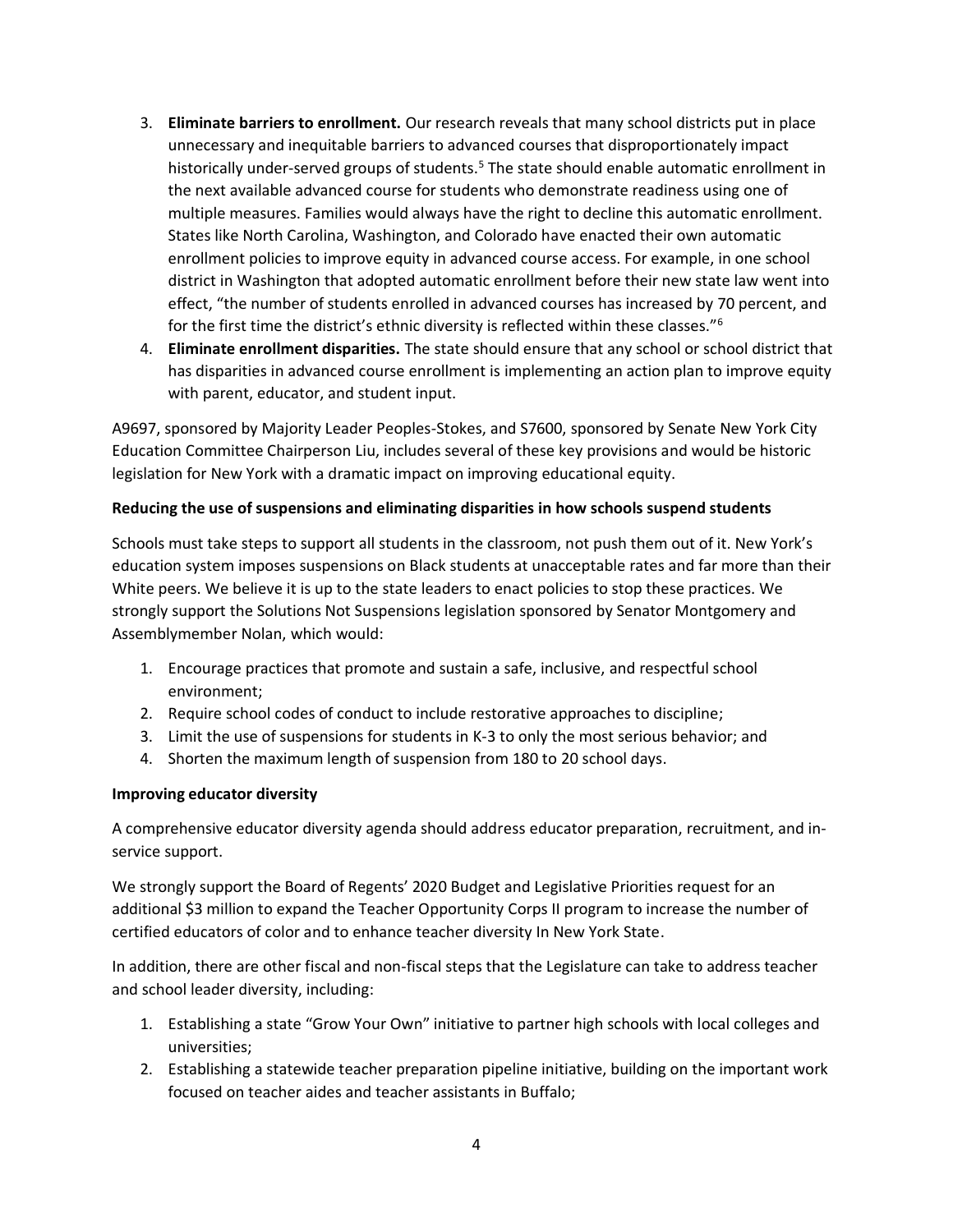3. **Eliminate barriers to enrollment.** Our research reveals that many school districts put in place unnecessary and inequitable barriers to advanced courses that disproportionately impact historically under-served groups of students.[5] The state should enable automatic enrollment in the next available advanced course for students who demonstrate readiness using one of multiple measures. Families would always have the right to decline this automatic enrollment. States like North Carolina, Washington, and Colorado have enacted their own automatic enrollment policies to improve equity in advanced course access. For example, in one school district in Washington that adopted automatic enrollment before their new state law went into effect, "the number of students enrolled in advanced courses has increased by 70 percent, and for the first time the district's ethnic diversity is reflected within these classes."[6]
4. **Eliminate enrollment disparities.** The state should ensure that any school or school district that has disparities in advanced course enrollment is implementing an action plan to improve equity with parent, educator, and student input.

A9697, sponsored by Majority Leader Peoples-Stokes, and S7600, sponsored by Senate New York City Education Committee Chairperson Liu, includes several of these key provisions and would be historic legislation for New York with a dramatic impact on improving educational equity.

**Reducing the use of suspensions and eliminating disparities in how schools suspend students**

Schools must take steps to support all students in the classroom, not push them out of it. New York's education system imposes suspensions on Black students at unacceptable rates and far more than their White peers. We believe it is up to the state leaders to enact policies to stop these practices. We strongly support the Solutions Not Suspensions legislation sponsored by Senator Montgomery and Assemblymember Nolan, which would:

1. Encourage practices that promote and sustain a safe, inclusive, and respectful school environment;
2. Require school codes of conduct to include restorative approaches to discipline;
3. Limit the use of suspensions for students in K-3 to only the most serious behavior; and
4. Shorten the maximum length of suspension from 180 to 20 school days.

**Improving educator diversity**

A comprehensive educator diversity agenda should address educator preparation, recruitment, and in-service support.

We strongly support the Board of Regents' 2020 Budget and Legislative Priorities request for an additional $3 million to expand the Teacher Opportunity Corps II program to increase the number of certified educators of color and to enhance teacher diversity In New York State.

In addition, there are other fiscal and non-fiscal steps that the Legislature can take to address teacher and school leader diversity, including:

1. Establishing a state "Grow Your Own" initiative to partner high schools with local colleges and universities;
2. Establishing a statewide teacher preparation pipeline initiative, building on the important work focused on teacher aides and teacher assistants in Buffalo;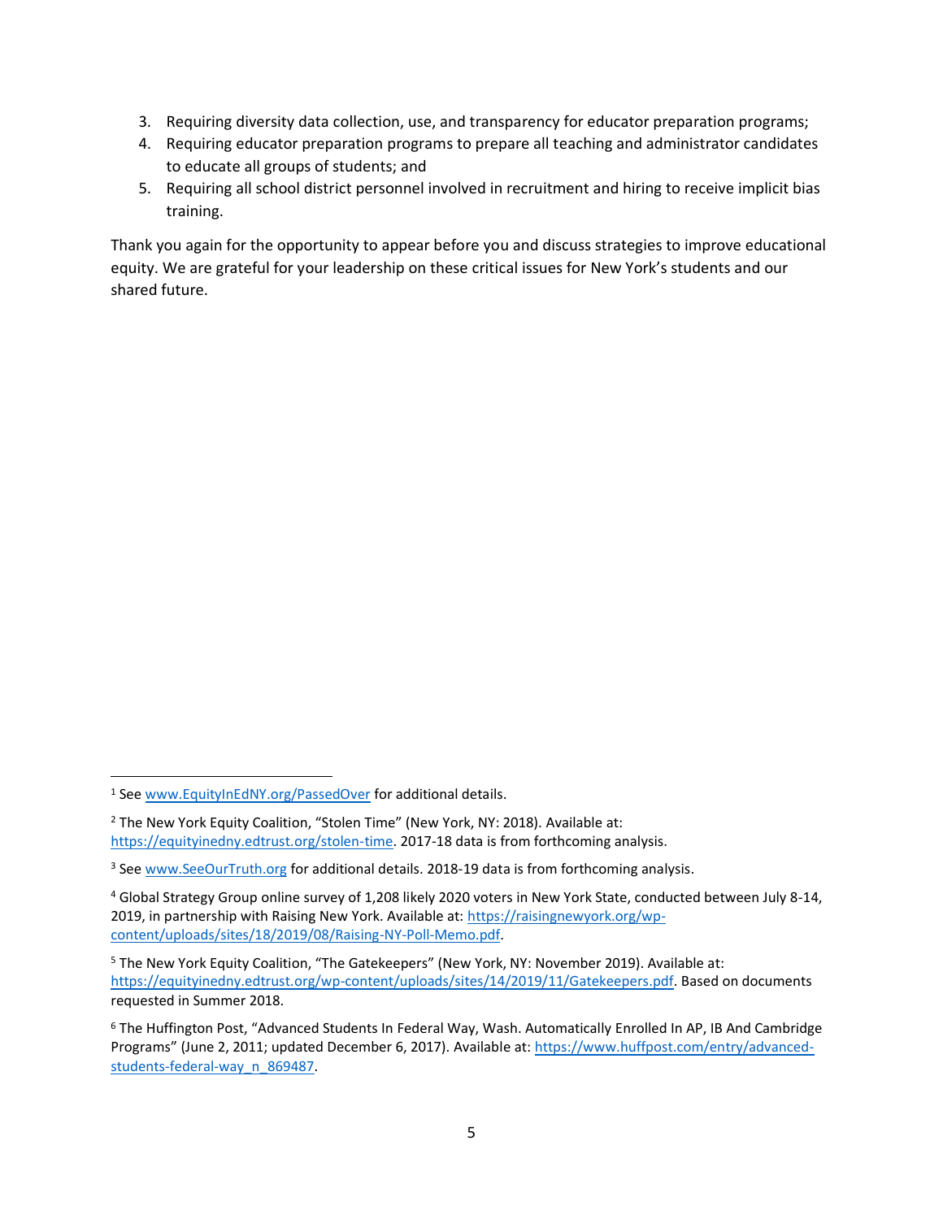3. Requiring diversity data collection, use, and transparency for educator preparation programs;
4. Requiring educator preparation programs to prepare all teaching and administrator candidates to educate all groups of students; and
5. Requiring all school district personnel involved in recruitment and hiring to receive implicit bias training.

Thank you again for the opportunity to appear before you and discuss strategies to improve educational equity. We are grateful for your leadership on these critical issues for New York's students and our shared future.

---

[1] See www.EquityInEdNY.org/PassedOver for additional details.

[2] The New York Equity Coalition, "Stolen Time" (New York, NY: 2018). Available at: https://equityinedny.edtrust.org/stolen-time. 2017-18 data is from forthcoming analysis.

[3] See www.SeeOurTruth.org for additional details. 2018-19 data is from forthcoming analysis.

[4] Global Strategy Group online survey of 1,208 likely 2020 voters in New York State, conducted between July 8-14, 2019, in partnership with Raising New York. Available at: https://raisingnewyork.org/wp-content/uploads/sites/18/2019/08/Raising-NY-Poll-Memo.pdf.

[5] The New York Equity Coalition, "The Gatekeepers" (New York, NY: November 2019). Available at: https://equityinedny.edtrust.org/wp-content/uploads/sites/14/2019/11/Gatekeepers.pdf. Based on documents requested in Summer 2018.

[6] The Huffington Post, "Advanced Students In Federal Way, Wash. Automatically Enrolled In AP, IB And Cambridge Programs" (June 2, 2011; updated December 6, 2017). Available at: https://www.huffpost.com/entry/advanced-students-federal-way_n_869487.